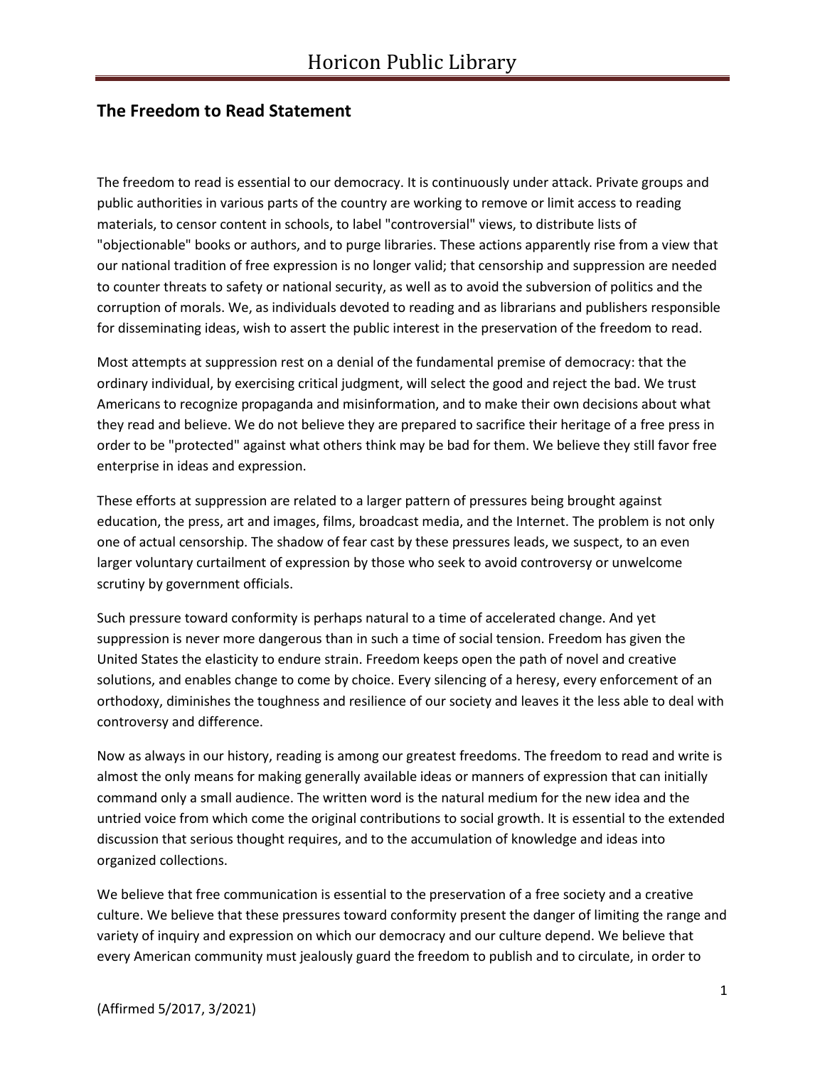## The Freedom to Read Statement

The freedom to read is essential to our democracy. It is continuously under attack. Private groups and public authorities in various parts of the country are working to remove or limit access to reading materials, to censor content in schools, to label "controversial" views, to distribute lists of "objectionable" books or authors, and to purge libraries. These actions apparently rise from a view that our national tradition of free expression is no longer valid; that censorship and suppression are needed to counter threats to safety or national security, as well as to avoid the subversion of politics and the corruption of morals. We, as individuals devoted to reading and as librarians and publishers responsible for disseminating ideas, wish to assert the public interest in the preservation of the freedom to read.

Most attempts at suppression rest on a denial of the fundamental premise of democracy: that the ordinary individual, by exercising critical judgment, will select the good and reject the bad. We trust Americans to recognize propaganda and misinformation, and to make their own decisions about what they read and believe. We do not believe they are prepared to sacrifice their heritage of a free press in order to be "protected" against what others think may be bad for them. We believe they still favor free enterprise in ideas and expression.

These efforts at suppression are related to a larger pattern of pressures being brought against education, the press, art and images, films, broadcast media, and the Internet. The problem is not only one of actual censorship. The shadow of fear cast by these pressures leads, we suspect, to an even larger voluntary curtailment of expression by those who seek to avoid controversy or unwelcome scrutiny by government officials.

Such pressure toward conformity is perhaps natural to a time of accelerated change. And yet suppression is never more dangerous than in such a time of social tension. Freedom has given the United States the elasticity to endure strain. Freedom keeps open the path of novel and creative solutions, and enables change to come by choice. Every silencing of a heresy, every enforcement of an orthodoxy, diminishes the toughness and resilience of our society and leaves it the less able to deal with controversy and difference.

Now as always in our history, reading is among our greatest freedoms. The freedom to read and write is almost the only means for making generally available ideas or manners of expression that can initially command only a small audience. The written word is the natural medium for the new idea and the untried voice from which come the original contributions to social growth. It is essential to the extended discussion that serious thought requires, and to the accumulation of knowledge and ideas into organized collections.

We believe that free communication is essential to the preservation of a free society and a creative culture. We believe that these pressures toward conformity present the danger of limiting the range and variety of inquiry and expression on which our democracy and our culture depend. We believe that every American community must jealously guard the freedom to publish and to circulate, in order to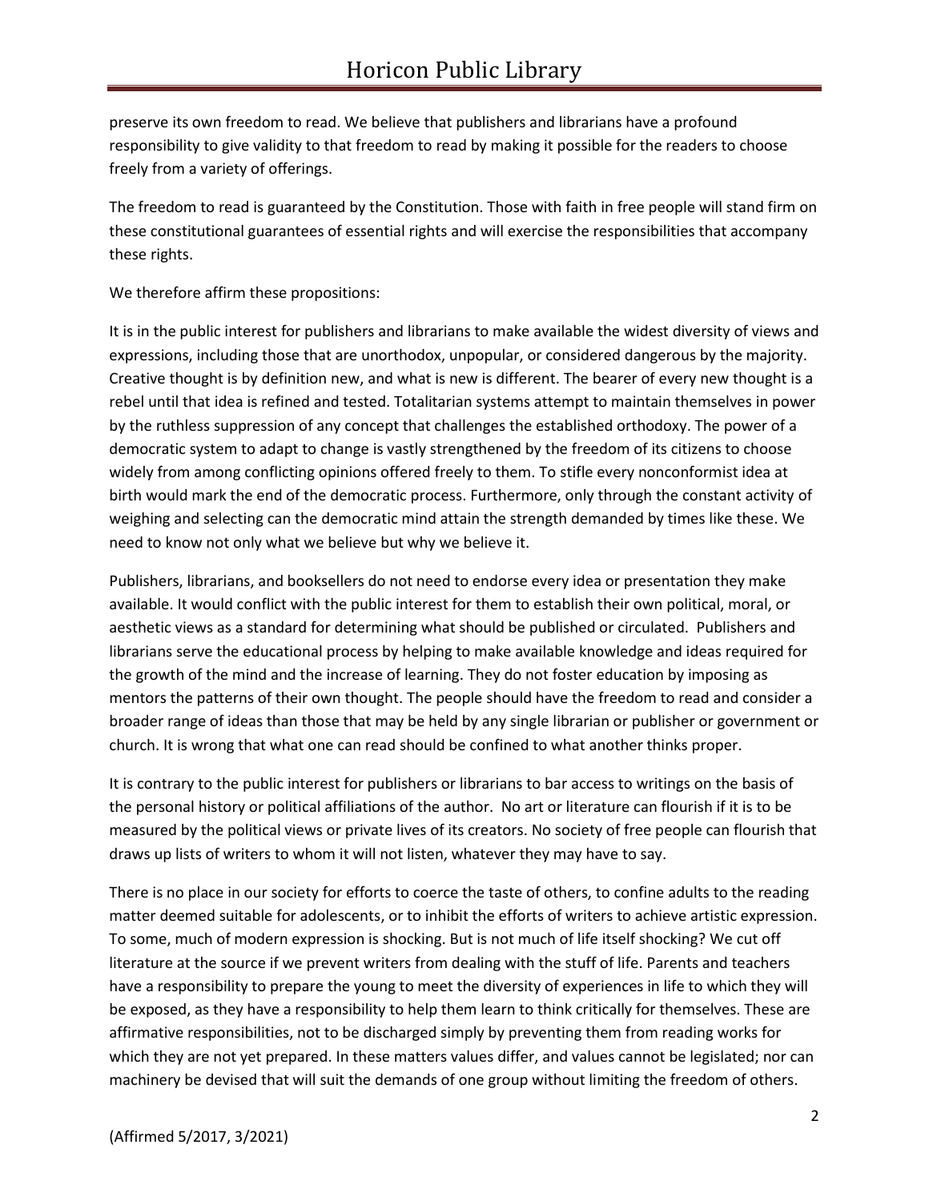preserve its own freedom to read. We believe that publishers and librarians have a profound responsibility to give validity to that freedom to read by making it possible for the readers to choose freely from a variety of offerings.

The freedom to read is guaranteed by the Constitution. Those with faith in free people will stand firm on these constitutional guarantees of essential rights and will exercise the responsibilities that accompany these rights.

We therefore affirm these propositions:

It is in the public interest for publishers and librarians to make available the widest diversity of views and expressions, including those that are unorthodox, unpopular, or considered dangerous by the majority. Creative thought is by definition new, and what is new is different. The bearer of every new thought is a rebel until that idea is refined and tested. Totalitarian systems attempt to maintain themselves in power by the ruthless suppression of any concept that challenges the established orthodoxy. The power of a democratic system to adapt to change is vastly strengthened by the freedom of its citizens to choose widely from among conflicting opinions offered freely to them. To stifle every nonconformist idea at birth would mark the end of the democratic process. Furthermore, only through the constant activity of weighing and selecting can the democratic mind attain the strength demanded by times like these. We need to know not only what we believe but why we believe it.

Publishers, librarians, and booksellers do not need to endorse every idea or presentation they make available. It would conflict with the public interest for them to establish their own political, moral, or aesthetic views as a standard for determining what should be published or circulated. Publishers and librarians serve the educational process by helping to make available knowledge and ideas required for the growth of the mind and the increase of learning. They do not foster education by imposing as mentors the patterns of their own thought. The people should have the freedom to read and consider a broader range of ideas than those that may be held by any single librarian or publisher or government or church. It is wrong that what one can read should be confined to what another thinks proper.

It is contrary to the public interest for publishers or librarians to bar access to writings on the basis of the personal history or political affiliations of the author. No art or literature can flourish if it is to be measured by the political views or private lives of its creators. No society of free people can flourish that draws up lists of writers to whom it will not listen, whatever they may have to say.

There is no place in our society for efforts to coerce the taste of others, to confine adults to the reading matter deemed suitable for adolescents, or to inhibit the efforts of writers to achieve artistic expression. To some, much of modern expression is shocking. But is not much of life itself shocking? We cut off literature at the source if we prevent writers from dealing with the stuff of life. Parents and teachers have a responsibility to prepare the young to meet the diversity of experiences in life to which they will be exposed, as they have a responsibility to help them learn to think critically for themselves. These are affirmative responsibilities, not to be discharged simply by preventing them from reading works for which they are not yet prepared. In these matters values differ, and values cannot be legislated; nor can machinery be devised that will suit the demands of one group without limiting the freedom of others.

(Affirmed 5/2017, 3/2021)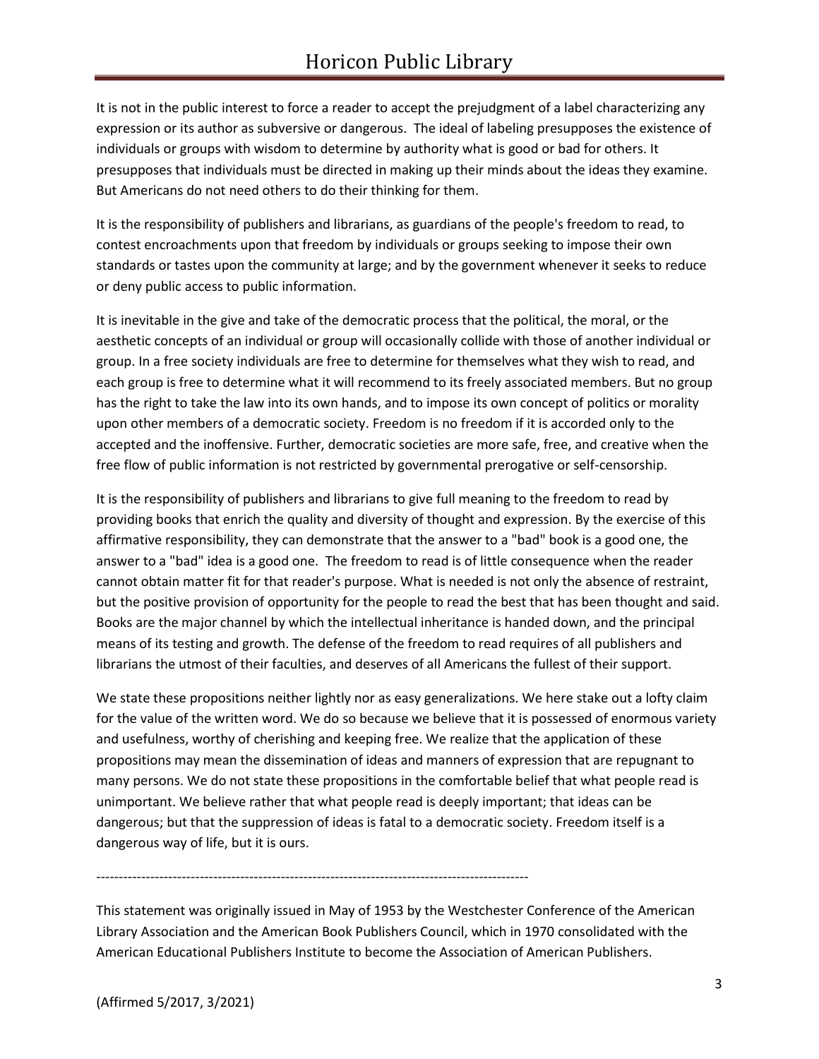It is not in the public interest to force a reader to accept the prejudgment of a label characterizing any expression or its author as subversive or dangerous. The ideal of labeling presupposes the existence of individuals or groups with wisdom to determine by authority what is good or bad for others. It presupposes that individuals must be directed in making up their minds about the ideas they examine. But Americans do not need others to do their thinking for them.

It is the responsibility of publishers and librarians, as guardians of the people's freedom to read, to contest encroachments upon that freedom by individuals or groups seeking to impose their own standards or tastes upon the community at large; and by the government whenever it seeks to reduce or deny public access to public information.

It is inevitable in the give and take of the democratic process that the political, the moral, or the aesthetic concepts of an individual or group will occasionally collide with those of another individual or group. In a free society individuals are free to determine for themselves what they wish to read, and each group is free to determine what it will recommend to its freely associated members. But no group has the right to take the law into its own hands, and to impose its own concept of politics or morality upon other members of a democratic society. Freedom is no freedom if it is accorded only to the accepted and the inoffensive. Further, democratic societies are more safe, free, and creative when the free flow of public information is not restricted by governmental prerogative or self-censorship.

It is the responsibility of publishers and librarians to give full meaning to the freedom to read by providing books that enrich the quality and diversity of thought and expression. By the exercise of this affirmative responsibility, they can demonstrate that the answer to a "bad" book is a good one, the answer to a "bad" idea is a good one. The freedom to read is of little consequence when the reader cannot obtain matter fit for that reader's purpose. What is needed is not only the absence of restraint, but the positive provision of opportunity for the people to read the best that has been thought and said. Books are the major channel by which the intellectual inheritance is handed down, and the principal means of its testing and growth. The defense of the freedom to read requires of all publishers and librarians the utmost of their faculties, and deserves of all Americans the fullest of their support.

We state these propositions neither lightly nor as easy generalizations. We here stake out a lofty claim for the value of the written word. We do so because we believe that it is possessed of enormous variety and usefulness, worthy of cherishing and keeping free. We realize that the application of these propositions may mean the dissemination of ideas and manners of expression that are repugnant to many persons. We do not state these propositions in the comfortable belief that what people read is unimportant. We believe rather that what people read is deeply important; that ideas can be dangerous; but that the suppression of ideas is fatal to a democratic society. Freedom itself is a dangerous way of life, but it is ours.

---

This statement was originally issued in May of 1953 by the Westchester Conference of the American Library Association and the American Book Publishers Council, which in 1970 consolidated with the American Educational Publishers Institute to become the Association of American Publishers.

(Affirmed 5/2017, 3/2021)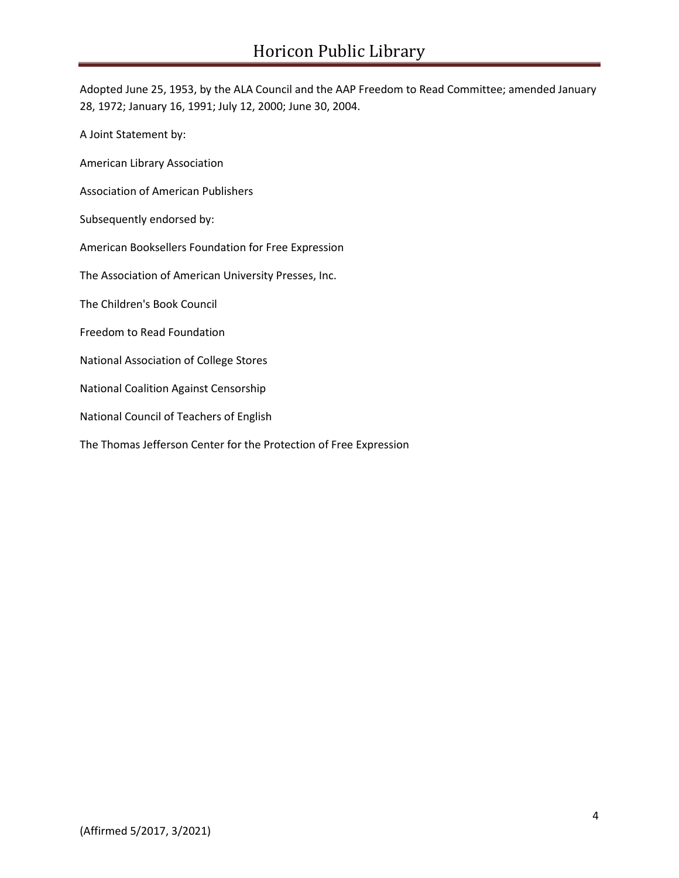Adopted June 25, 1953, by the ALA Council and the AAP Freedom to Read Committee; amended January 28, 1972; January 16, 1991; July 12, 2000; June 30, 2004.

A Joint Statement by:

American Library Association

Association of American Publishers

Subsequently endorsed by:

American Booksellers Foundation for Free Expression

The Association of American University Presses, Inc.

The Children's Book Council

Freedom to Read Foundation

National Association of College Stores

National Coalition Against Censorship

National Council of Teachers of English

The Thomas Jefferson Center for the Protection of Free Expression